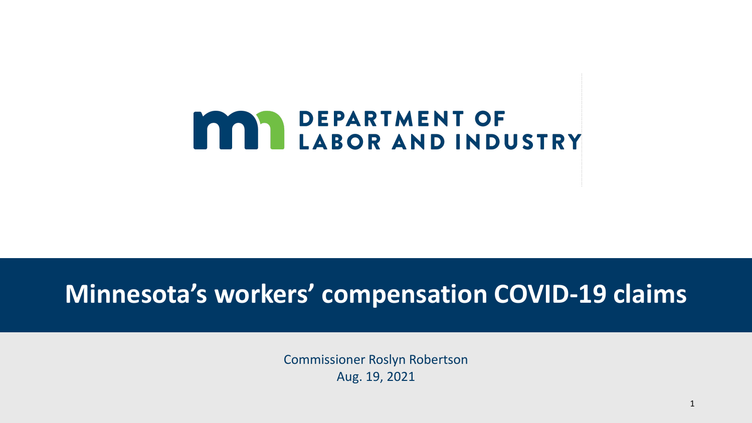DEPARTMENT OF LABOR AND INDUSTRY

# Minnesota's workers' compensation COVID-19 claims

Commissioner Roslyn Robertson

Aug. 19, 2021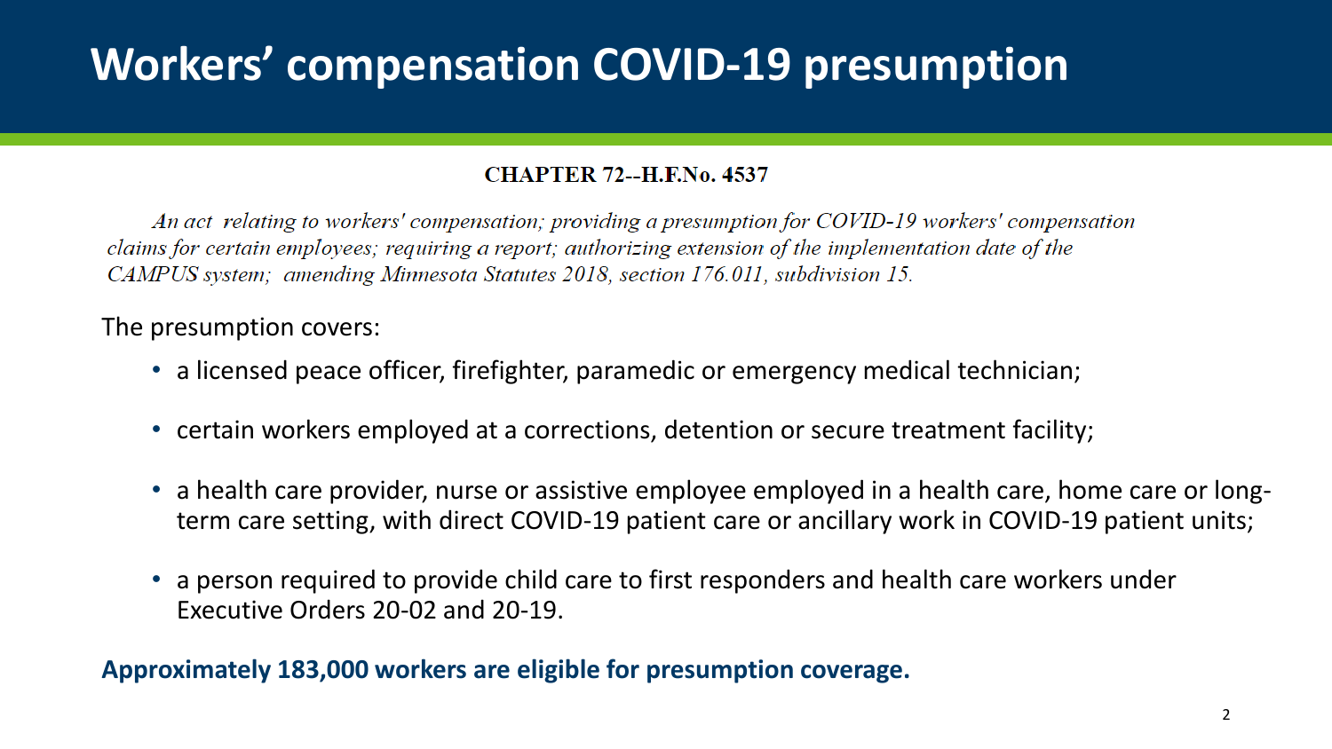# Workers' compensation COVID-19 presumption

**CHAPTER 72--H.F.No. 4537**

*An act relating to workers' compensation; providing a presumption for COVID-19 workers' compensation claims for certain employees; requiring a report; authorizing extension of the implementation date of the CAMPUS system; amending Minnesota Statutes 2018, section 176.011, subdivision 15.*

The presumption covers:

- a licensed peace officer, firefighter, paramedic or emergency medical technician;
- certain workers employed at a corrections, detention or secure treatment facility;
- a health care provider, nurse or assistive employee employed in a health care, home care or long-term care setting, with direct COVID-19 patient care or ancillary work in COVID-19 patient units;
- a person required to provide child care to first responders and health care workers under Executive Orders 20-02 and 20-19.

**Approximately 183,000 workers are eligible for presumption coverage.**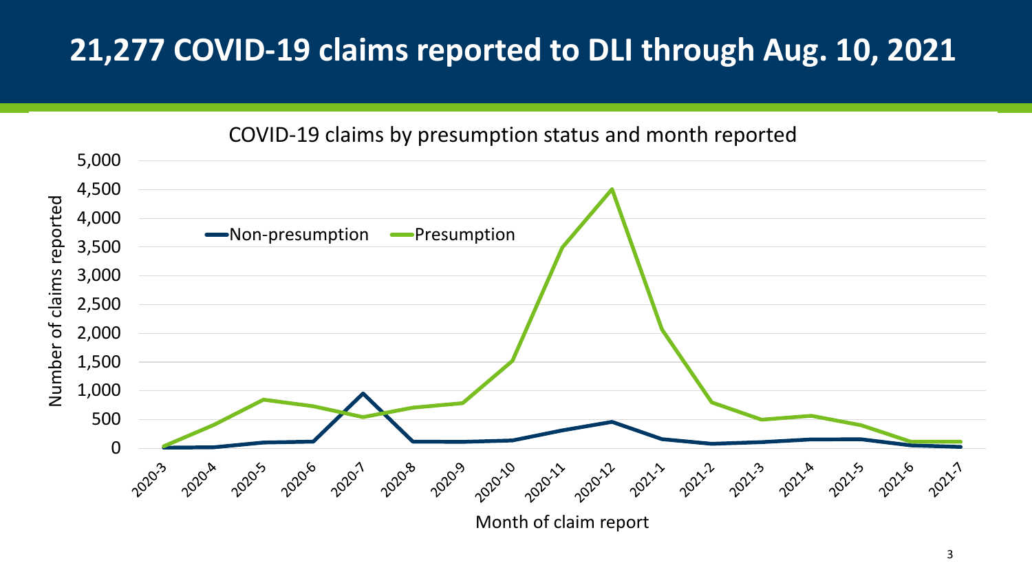# 21,277 COVID-19 claims reported to DLI through Aug. 10, 2021

COVID-19 claims by presumption status and month reported

Legend: Non-presumption, Presumption

Y-axis: Number of claims reported (0 to 5,000)

X-axis: Month of claim report (2020-3, 2020-4, 2020-5, 2020-6, 2020-7, 2020-8, 2020-9, 2020-10, 2020-11, 2020-12, 2021-1, 2021-2, 2021-3, 2021-4, 2021-5, 2021-6, 2021-7)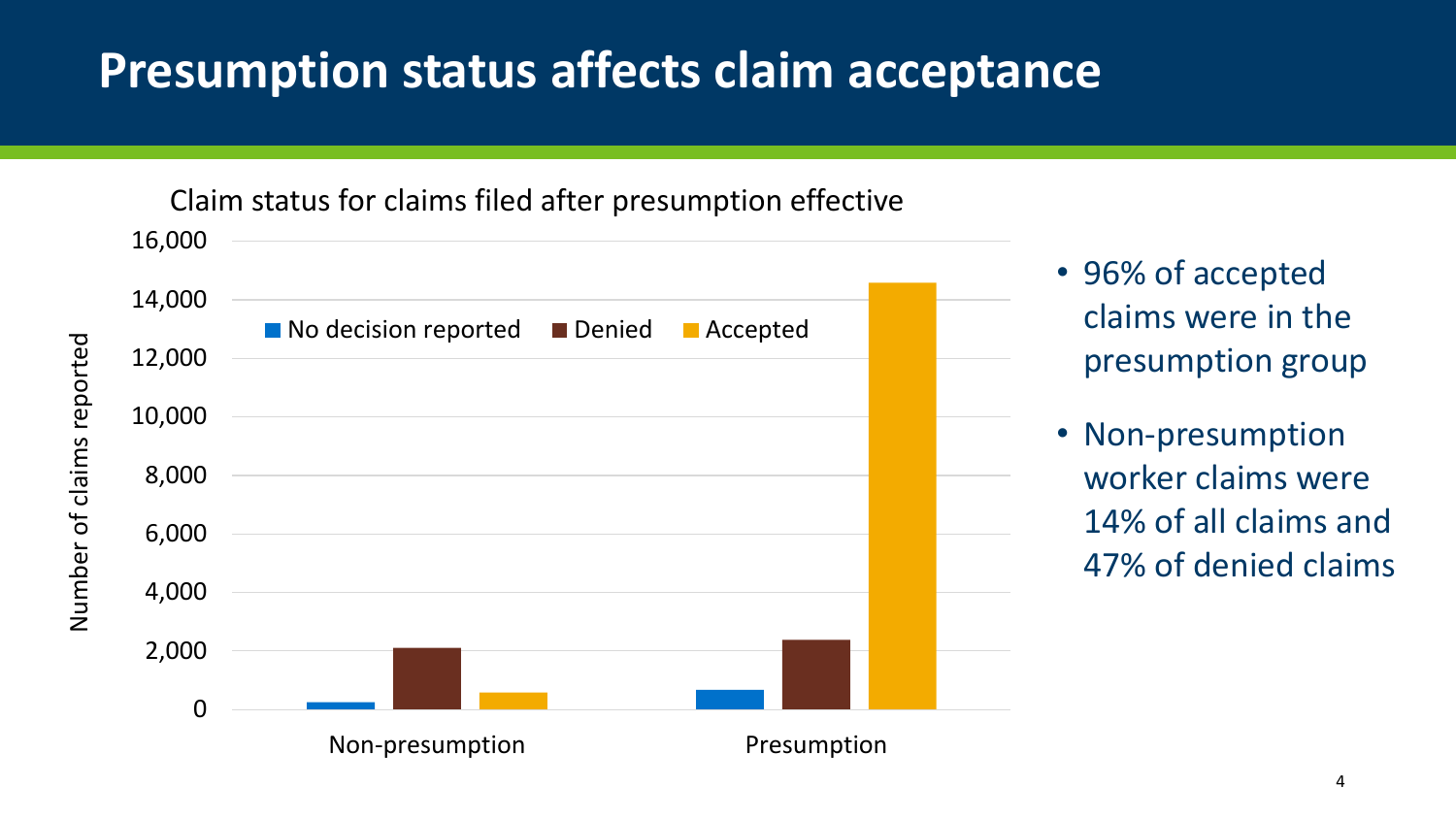# Presumption status affects claim acceptance

Claim status for claims filed after presumption effective

- 96% of accepted claims were in the presumption group
- Non-presumption worker claims were 14% of all claims and 47% of denied claims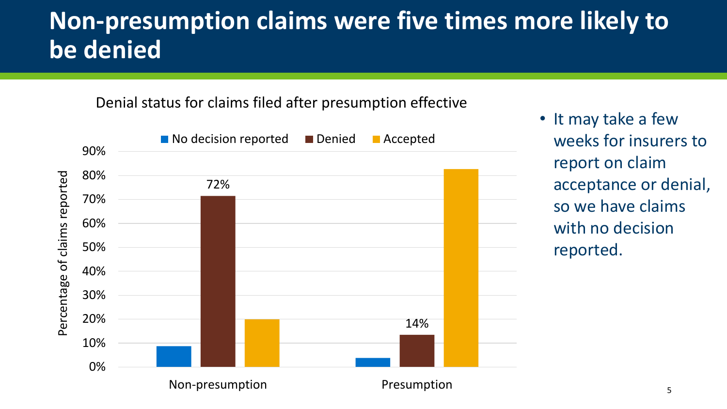# Non-presumption claims were five times more likely to be denied

Denial status for claims filed after presumption effective

| | No decision reported | Denied | Accepted |
|---|---|---|---|
| Non-presumption | | 72% | |
| Presumption | | 14% | |

- It may take a few weeks for insurers to report on claim acceptance or denial, so we have claims with no decision reported.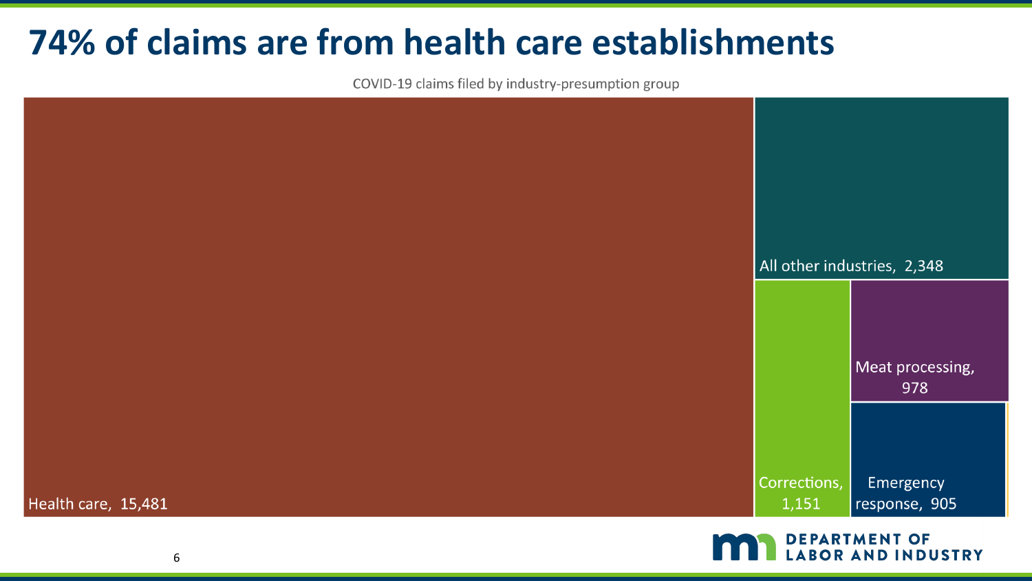# 74% of claims are from health care establishments

COVID-19 claims filed by industry-presumption group

| Industry-presumption group | Claims |
| --- | --- |
| Health care | 15,481 |
| All other industries | 2,348 |
| Corrections | 1,151 |
| Meat processing | 978 |
| Emergency response | 905 |

DEPARTMENT OF LABOR AND INDUSTRY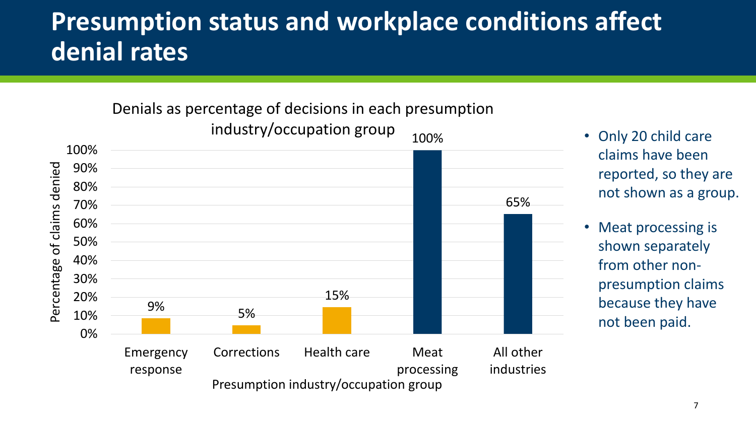# Presumption status and workplace conditions affect denial rates

Denials as percentage of decisions in each presumption industry/occupation group

| Presumption industry/occupation group | Percentage of claims denied |
|---|---|
| Emergency response | 9% |
| Corrections | 5% |
| Health care | 15% |
| Meat processing | 100% |
| All other industries | 65% |

- Only 20 child care claims have been reported, so they are not shown as a group.
- Meat processing is shown separately from other non-presumption claims because they have not been paid.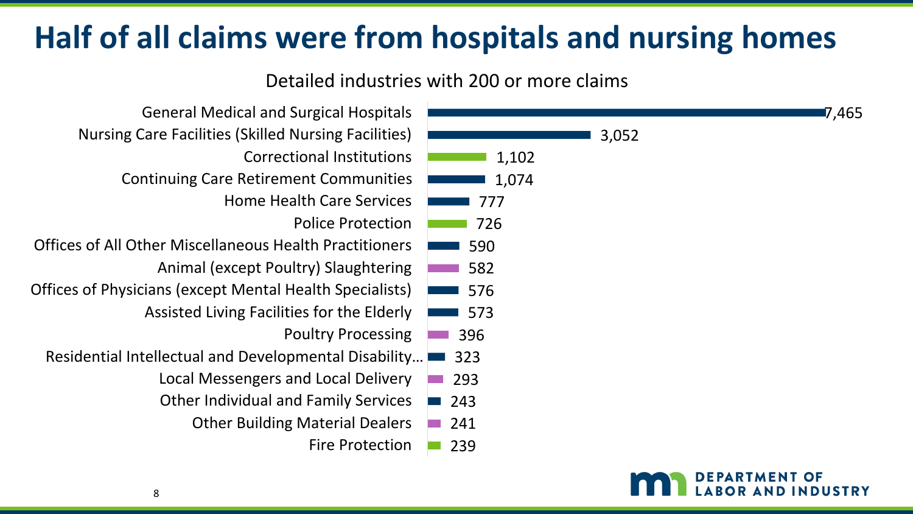# Half of all claims were from hospitals and nursing homes

Detailed industries with 200 or more claims

| Industry | Claims |
| --- | --- |
| General Medical and Surgical Hospitals | 7,465 |
| Nursing Care Facilities (Skilled Nursing Facilities) | 3,052 |
| Correctional Institutions | 1,102 |
| Continuing Care Retirement Communities | 1,074 |
| Home Health Care Services | 777 |
| Police Protection | 726 |
| Offices of All Other Miscellaneous Health Practitioners | 590 |
| Animal (except Poultry) Slaughtering | 582 |
| Offices of Physicians (except Mental Health Specialists) | 576 |
| Assisted Living Facilities for the Elderly | 573 |
| Poultry Processing | 396 |
| Residential Intellectual and Developmental Disability… | 323 |
| Local Messengers and Local Delivery | 293 |
| Other Individual and Family Services | 243 |
| Other Building Material Dealers | 241 |
| Fire Protection | 239 |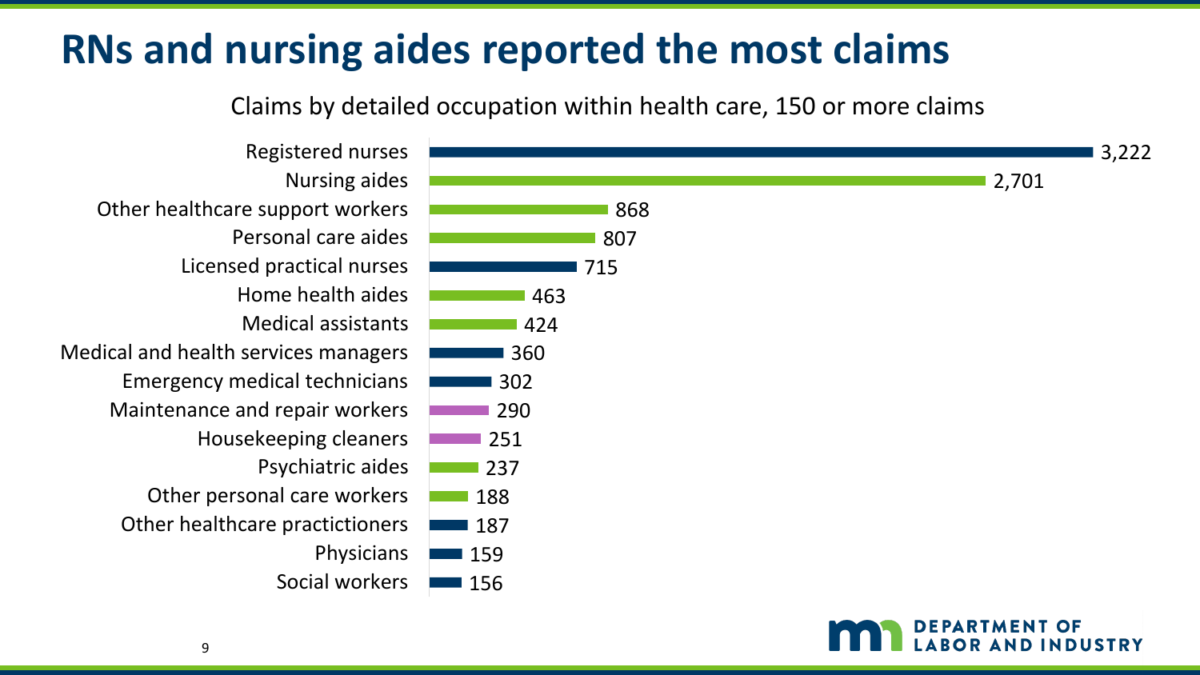# RNs and nursing aides reported the most claims

Claims by detailed occupation within health care, 150 or more claims

| Occupation | Claims |
|---|---|
| Registered nurses | 3,222 |
| Nursing aides | 2,701 |
| Other healthcare support workers | 868 |
| Personal care aides | 807 |
| Licensed practical nurses | 715 |
| Home health aides | 463 |
| Medical assistants | 424 |
| Medical and health services managers | 360 |
| Emergency medical technicians | 302 |
| Maintenance and repair workers | 290 |
| Housekeeping cleaners | 251 |
| Psychiatric aides | 237 |
| Other personal care workers | 188 |
| Other healthcare practictioners | 187 |
| Physicians | 159 |
| Social workers | 156 |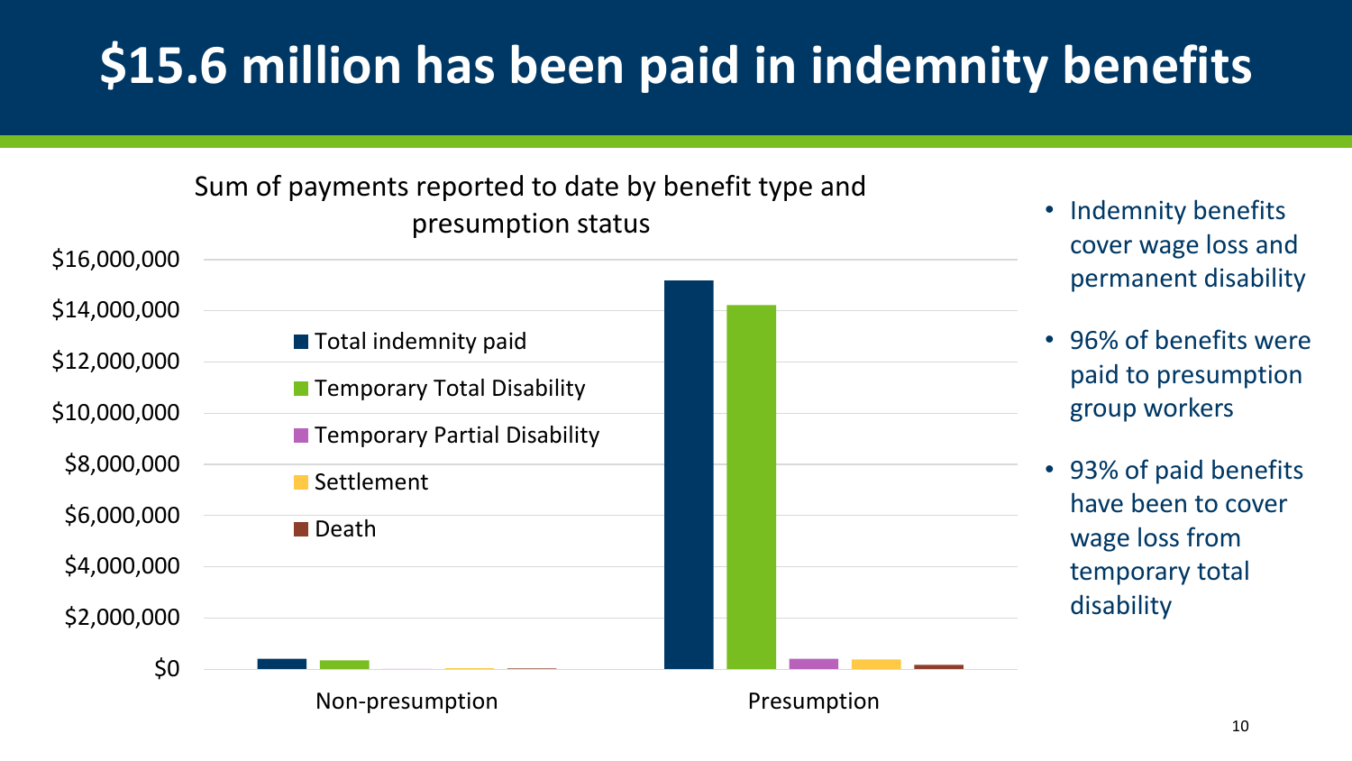# $15.6 million has been paid in indemnity benefits

Sum of payments reported to date by benefit type and presumption status

$16,000,000
$14,000,000
$12,000,000
$10,000,000
$8,000,000
$6,000,000
$4,000,000
$2,000,000
$0

- Total indemnity paid
- Temporary Total Disability
- Temporary Partial Disability
- Settlement
- Death

Non-presumption | Presumption

- Indemnity benefits cover wage loss and permanent disability
- 96% of benefits were paid to presumption group workers
- 93% of paid benefits have been to cover wage loss from temporary total disability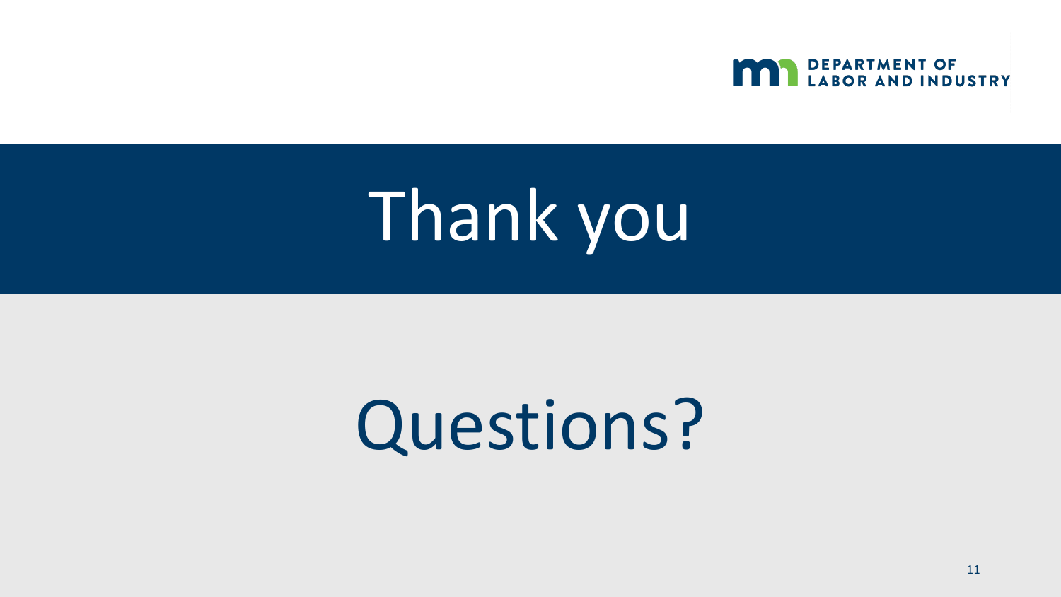DEPARTMENT OF LABOR AND INDUSTRY

# Thank you

## Questions?